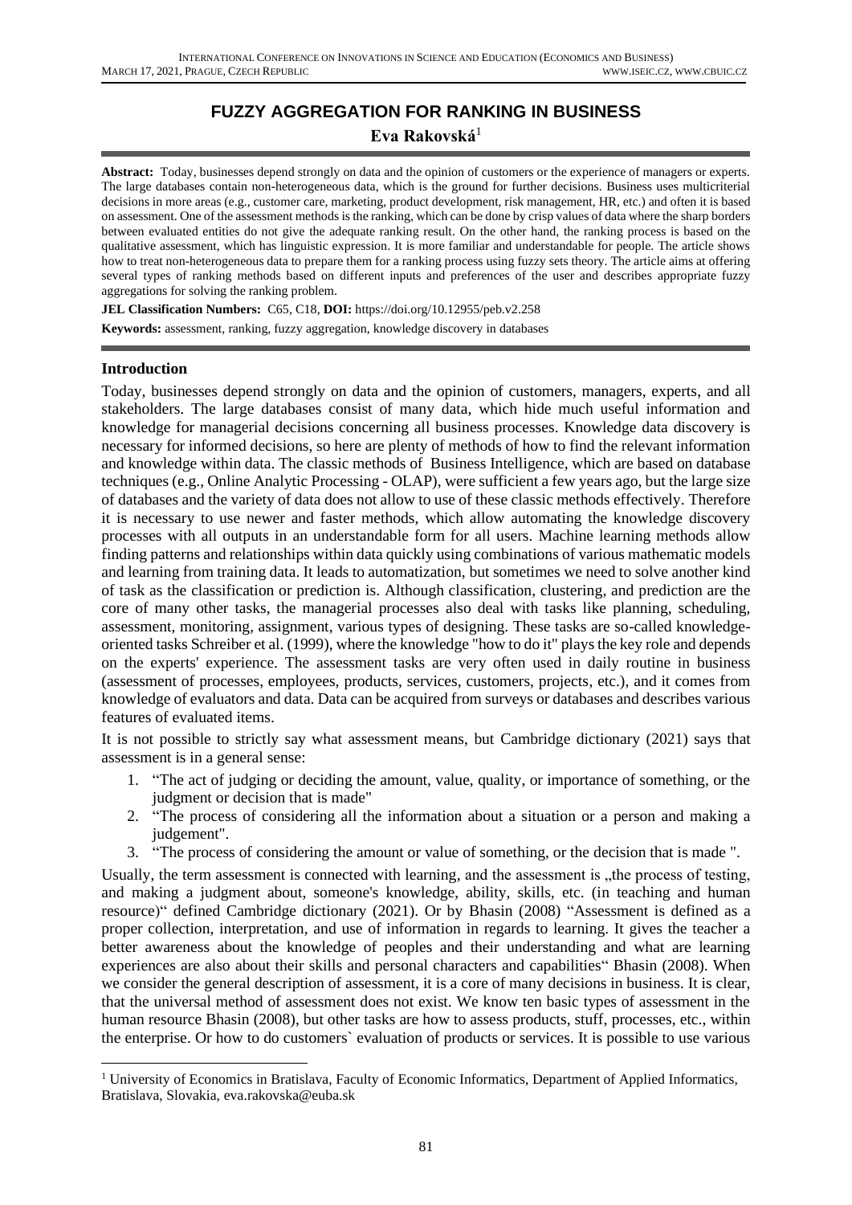# FUZZY AGGREGATION FOR RANKING IN BUSINESS

**Eva Rakovská**[1]

**Abstract:** Today, businesses depend strongly on data and the opinion of customers or the experience of managers or experts. The large databases contain non-heterogeneous data, which is the ground for further decisions. Business uses multicriterial decisions in more areas (e.g., customer care, marketing, product development, risk management, HR, etc.) and often it is based on assessment. One of the assessment methods is the ranking, which can be done by crisp values of data where the sharp borders between evaluated entities do not give the adequate ranking result. On the other hand, the ranking process is based on the qualitative assessment, which has linguistic expression. It is more familiar and understandable for people. The article shows how to treat non-heterogeneous data to prepare them for a ranking process using fuzzy sets theory. The article aims at offering several types of ranking methods based on different inputs and preferences of the user and describes appropriate fuzzy aggregations for solving the ranking problem.

**JEL Classification Numbers:** C65, C18, **DOI:** https://doi.org/10.12955/peb.v2.258

**Keywords:** assessment, ranking, fuzzy aggregation, knowledge discovery in databases

## Introduction

Today, businesses depend strongly on data and the opinion of customers, managers, experts, and all stakeholders. The large databases consist of many data, which hide much useful information and knowledge for managerial decisions concerning all business processes. Knowledge data discovery is necessary for informed decisions, so here are plenty of methods of how to find the relevant information and knowledge within data. The classic methods of Business Intelligence, which are based on database techniques (e.g., Online Analytic Processing - OLAP), were sufficient a few years ago, but the large size of databases and the variety of data does not allow to use of these classic methods effectively. Therefore it is necessary to use newer and faster methods, which allow automating the knowledge discovery processes with all outputs in an understandable form for all users. Machine learning methods allow finding patterns and relationships within data quickly using combinations of various mathematic models and learning from training data. It leads to automatization, but sometimes we need to solve another kind of task as the classification or prediction is. Although classification, clustering, and prediction are the core of many other tasks, the managerial processes also deal with tasks like planning, scheduling, assessment, monitoring, assignment, various types of designing. These tasks are so-called knowledge-oriented tasks Schreiber et al. (1999), where the knowledge "how to do it" plays the key role and depends on the experts' experience. The assessment tasks are very often used in daily routine in business (assessment of processes, employees, products, services, customers, projects, etc.), and it comes from knowledge of evaluators and data. Data can be acquired from surveys or databases and describes various features of evaluated items.

It is not possible to strictly say what assessment means, but Cambridge dictionary (2021) says that assessment is in a general sense:

1. "The act of judging or deciding the amount, value, quality, or importance of something, or the judgment or decision that is made"
2. "The process of considering all the information about a situation or a person and making a judgement".
3. "The process of considering the amount or value of something, or the decision that is made ".

Usually, the term assessment is connected with learning, and the assessment is „the process of testing, and making a judgment about, someone's knowledge, ability, skills, etc. (in teaching and human resource)" defined Cambridge dictionary (2021). Or by Bhasin (2008) "Assessment is defined as a proper collection, interpretation, and use of information in regards to learning. It gives the teacher a better awareness about the knowledge of peoples and their understanding and what are learning experiences are also about their skills and personal characters and capabilities" Bhasin (2008). When we consider the general description of assessment, it is a core of many decisions in business. It is clear, that the universal method of assessment does not exist. We know ten basic types of assessment in the human resource Bhasin (2008), but other tasks are how to assess products, stuff, processes, etc., within the enterprise. Or how to do customers` evaluation of products or services. It is possible to use various

[1] University of Economics in Bratislava, Faculty of Economic Informatics, Department of Applied Informatics, Bratislava, Slovakia, eva.rakovska@euba.sk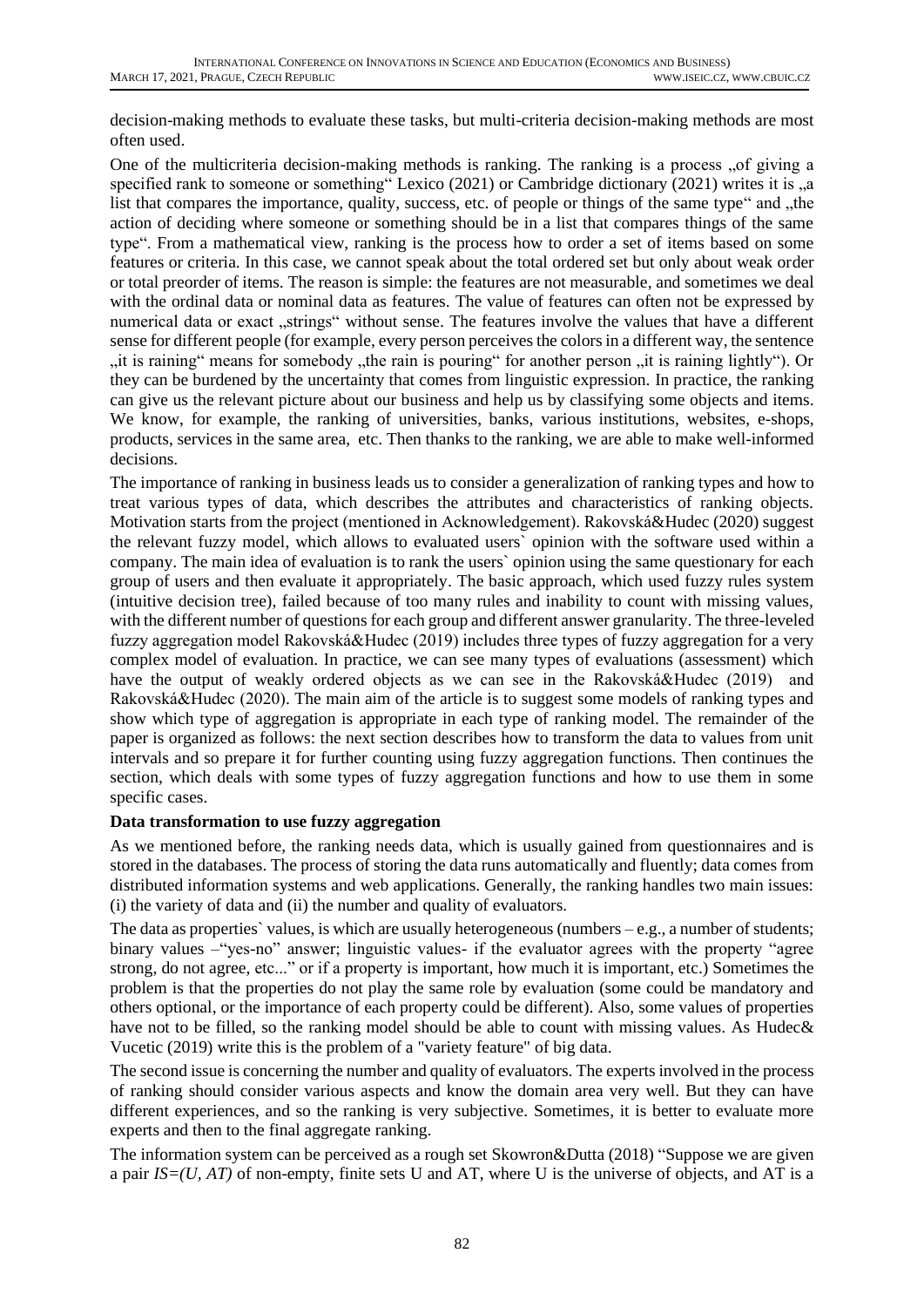decision-making methods to evaluate these tasks, but multi-criteria decision-making methods are most often used.

One of the multicriteria decision-making methods is ranking. The ranking is a process „of giving a specified rank to someone or something" Lexico (2021) or Cambridge dictionary (2021) writes it is „a list that compares the importance, quality, success, etc. of people or things of the same type" and „the action of deciding where someone or something should be in a list that compares things of the same type". From a mathematical view, ranking is the process how to order a set of items based on some features or criteria. In this case, we cannot speak about the total ordered set but only about weak order or total preorder of items. The reason is simple: the features are not measurable, and sometimes we deal with the ordinal data or nominal data as features. The value of features can often not be expressed by numerical data or exact „strings" without sense. The features involve the values that have a different sense for different people (for example, every person perceives the colors in a different way, the sentence „it is raining" means for somebody „the rain is pouring" for another person „it is raining lightly"). Or they can be burdened by the uncertainty that comes from linguistic expression. In practice, the ranking can give us the relevant picture about our business and help us by classifying some objects and items. We know, for example, the ranking of universities, banks, various institutions, websites, e-shops, products, services in the same area, etc. Then thanks to the ranking, we are able to make well-informed decisions.

The importance of ranking in business leads us to consider a generalization of ranking types and how to treat various types of data, which describes the attributes and characteristics of ranking objects. Motivation starts from the project (mentioned in Acknowledgement). Rakovská&Hudec (2020) suggest the relevant fuzzy model, which allows to evaluated users` opinion with the software used within a company. The main idea of evaluation is to rank the users` opinion using the same questionary for each group of users and then evaluate it appropriately. The basic approach, which used fuzzy rules system (intuitive decision tree), failed because of too many rules and inability to count with missing values, with the different number of questions for each group and different answer granularity. The three-leveled fuzzy aggregation model Rakovská&Hudec (2019) includes three types of fuzzy aggregation for a very complex model of evaluation. In practice, we can see many types of evaluations (assessment) which have the output of weakly ordered objects as we can see in the Rakovská&Hudec (2019) and Rakovská&Hudec (2020). The main aim of the article is to suggest some models of ranking types and show which type of aggregation is appropriate in each type of ranking model. The remainder of the paper is organized as follows: the next section describes how to transform the data to values from unit intervals and so prepare it for further counting using fuzzy aggregation functions. Then continues the section, which deals with some types of fuzzy aggregation functions and how to use them in some specific cases.

## Data transformation to use fuzzy aggregation

As we mentioned before, the ranking needs data, which is usually gained from questionnaires and is stored in the databases. The process of storing the data runs automatically and fluently; data comes from distributed information systems and web applications. Generally, the ranking handles two main issues: (i) the variety of data and (ii) the number and quality of evaluators.

The data as properties` values, is which are usually heterogeneous (numbers – e.g., a number of students; binary values –"yes-no" answer; linguistic values- if the evaluator agrees with the property "agree strong, do not agree, etc..." or if a property is important, how much it is important, etc.) Sometimes the problem is that the properties do not play the same role by evaluation (some could be mandatory and others optional, or the importance of each property could be different). Also, some values of properties have not to be filled, so the ranking model should be able to count with missing values. As Hudec& Vucetic (2019) write this is the problem of a "variety feature" of big data.

The second issue is concerning the number and quality of evaluators. The experts involved in the process of ranking should consider various aspects and know the domain area very well. But they can have different experiences, and so the ranking is very subjective. Sometimes, it is better to evaluate more experts and then to the final aggregate ranking.

The information system can be perceived as a rough set Skowron&Dutta (2018) "Suppose we are given a pair $IS=(U, AT)$ of non-empty, finite sets U and AT, where U is the universe of objects, and AT is a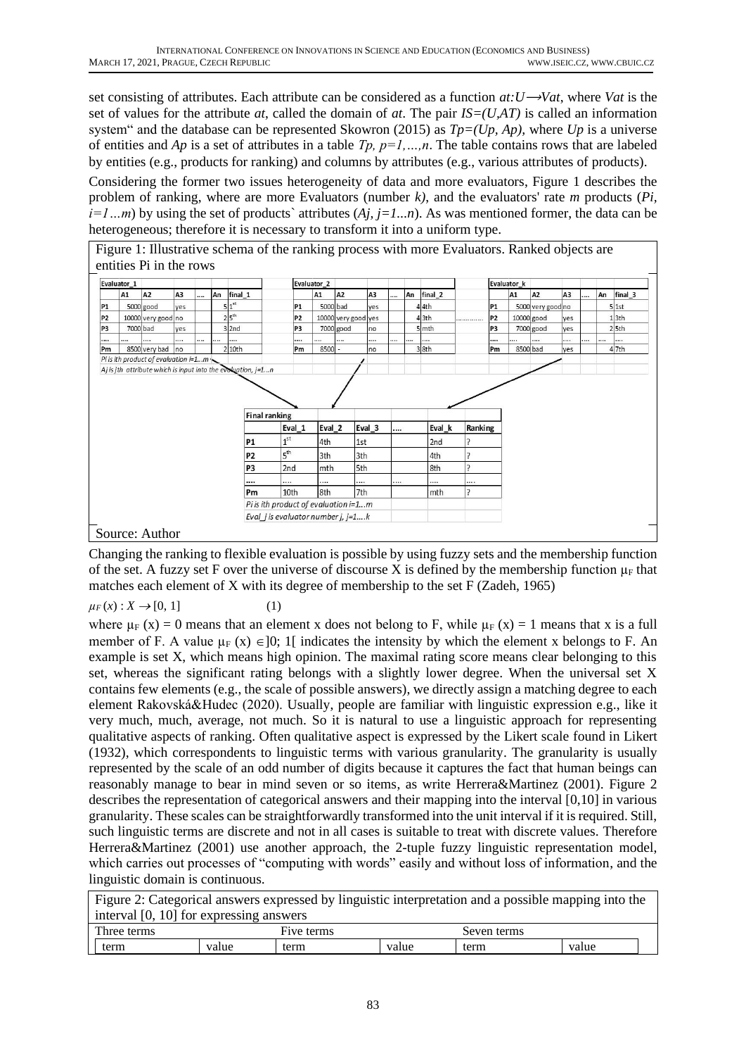set consisting of attributes. Each attribute can be considered as a function $at:U \longrightarrow Vat$, where *Vat* is the set of values for the attribute *at*, called the domain of *at*. The pair $IS=(U,AT)$ is called an information system" and the database can be represented Skowron (2015) as $Tp=(Up, Ap)$, where *Up* is a universe of entities and *Ap* is a set of attributes in a table *Tp*, $p=1,\ldots,n$. The table contains rows that are labeled by entities (e.g., products for ranking) and columns by attributes (e.g., various attributes of products).

Considering the former two issues heterogeneity of data and more evaluators, Figure 1 describes the problem of ranking, where are more Evaluators (number *k)*, and the evaluators' rate *m* products ($Pi$, $i=1\ldots m$) by using the set of products` attributes ($Aj$, $j=1\ldots n$). As was mentioned former, the data can be heterogeneous; therefore it is necessary to transform it into a uniform type.

Figure 1: Illustrative schema of the ranking process with more Evaluators. Ranked objects are entities Pi in the rows

| Evaluator_1 | | | | | | |
|---|---|---|---|---|---|---|
| | A1 | A2 | A3 | .... | An | final_1 |
| P1 | 5000 | good | yes | | 5 | 1st |
| P2 | 10000 | very good | no | | 2 | 5th |
| P3 | 7000 | bad | yes | | 3 | 2nd |
| .... | .... | .... | .... | .... | .... | .... |
| Pm | 8500 | very bad | no | | 2 | 10th |

Pi is ith product of evaluation i=1...m

Aj is jth attribute which is input into the evaluation, j=1...n

| Evaluator_2 | | | | | | |
|---|---|---|---|---|---|---|
| | A1 | A2 | A3 | .... | An | final_2 |
| P1 | 5000 | bad | yes | | 4 | 4th |
| P2 | 10000 | very good | yes | | 4 | 3th |
| P3 | 7000 | good | no | | 5 | mth |
| .... | .... | .... | .... | .... | .... | .... |
| Pm | 8500 | - | no | | 3 | 8th |

| Evaluator_k | | | | | | |
|---|---|---|---|---|---|---|
| | A1 | A2 | A3 | .... | An | final_3 |
| P1 | 5000 | very good | no | | 5 | 1st |
| P2 | 10000 | good | yes | | 1 | 3th |
| P3 | 7000 | good | yes | | 2 | 5th |
| .... | .... | .... | .... | .... | .... | .... |
| Pm | 8500 | bad | yes | | 4 | 7th |

| Final ranking | Eval_1 | Eval_2 | Eval_3 | .... | Eval_k | Ranking |
|---|---|---|---|---|---|---|
| P1 | 1st | 4th | 1st | | 2nd | ? |
| P2 | 5th | 3th | 3th | | 4th | ? |
| P3 | 2nd | mth | 5th | | 8th | ? |
| .... | .... | .... | .... | .... | .... | .... |
| Pm | 10th | 8th | 7th | | mth | ? |

Pi is ith product of evaluation i=1...m

Eval_j is evaluator number j, j=1....k

Source: Author

Changing the ranking to flexible evaluation is possible by using fuzzy sets and the membership function of the set. A fuzzy set F over the universe of discourse X is defined by the membership function $\mu_F$ that matches each element of X with its degree of membership to the set F (Zadeh, 1965)

$$\mu_F(x) : X \rightarrow [0, 1] \qquad (1)$$

where $\mu_F(x) = 0$ means that an element x does not belong to F, while $\mu_F(x) = 1$ means that x is a full member of F. A value $\mu_F(x) \in ]0; 1[$ indicates the intensity by which the element x belongs to F. An example is set X, which means high opinion. The maximal rating score means clear belonging to this set, whereas the significant rating belongs with a slightly lower degree. When the universal set X contains few elements (e.g., the scale of possible answers), we directly assign a matching degree to each element Rakovská&Hudec (2020). Usually, people are familiar with linguistic expression e.g., like it very much, much, average, not much. So it is natural to use a linguistic approach for representing qualitative aspects of ranking. Often qualitative aspect is expressed by the Likert scale found in Likert (1932), which correspondents to linguistic terms with various granularity. The granularity is usually represented by the scale of an odd number of digits because it captures the fact that human beings can reasonably manage to bear in mind seven or so items, as write Herrera&Martinez (2001). Figure 2 describes the representation of categorical answers and their mapping into the interval [0,10] in various granularity. These scales can be straightforwardly transformed into the unit interval if it is required. Still, such linguistic terms are discrete and not in all cases is suitable to treat with discrete values. Therefore Herrera&Martinez (2001) use another approach, the 2-tuple fuzzy linguistic representation model, which carries out processes of "computing with words" easily and without loss of information, and the linguistic domain is continuous.

Figure 2: Categorical answers expressed by linguistic interpretation and a possible mapping into the interval [0, 10] for expressing answers

| Three terms | | Five terms | | Seven terms | |
|---|---|---|---|---|---|
| term | value | term | value | term | value |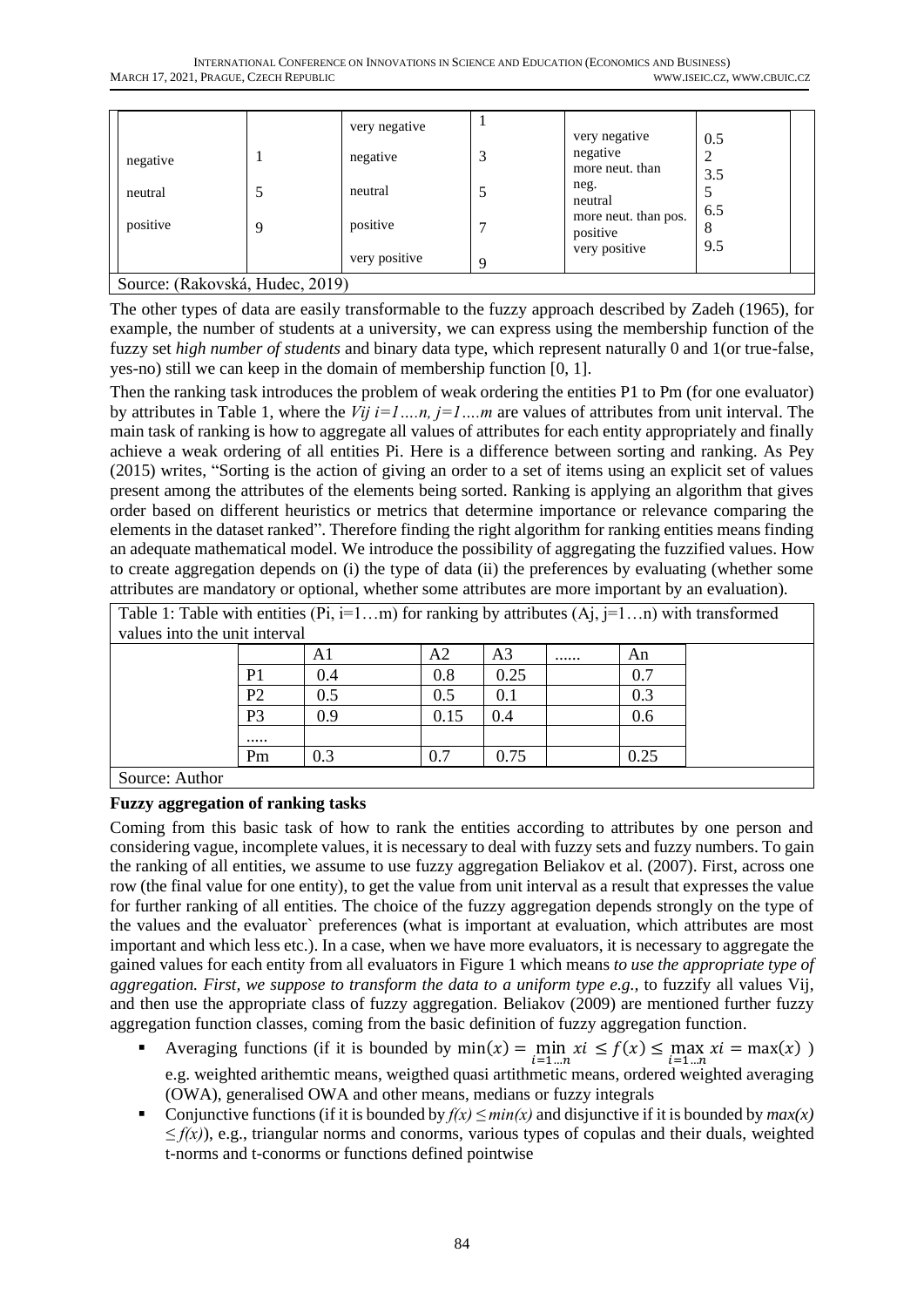| | | | | | |
|---|---|---|---|---|---|
| | | very negative | 1 | very negative | 0.5 |
| negative | 1 | negative | 3 | negative | 2 |
| | | | | more neut. than neg. | 3.5 |
| neutral | 5 | neutral | 5 | neutral | 5 |
| | | | | more neut. than pos. | 6.5 |
| positive | 9 | positive | 7 | positive | 8 |
| | | very positive | 9 | very positive | 9.5 |

Source: (Rakovská, Hudec, 2019)

The other types of data are easily transformable to the fuzzy approach described by Zadeh (1965), for example, the number of students at a university, we can express using the membership function of the fuzzy set *high number of students* and binary data type, which represent naturally 0 and 1(or true-false, yes-no) still we can keep in the domain of membership function [0, 1].

Then the ranking task introduces the problem of weak ordering the entities P1 to Pm (for one evaluator) by attributes in Table 1, where the *Vij i=1….n, j=1….m* are values of attributes from unit interval. The main task of ranking is how to aggregate all values of attributes for each entity appropriately and finally achieve a weak ordering of all entities Pi. Here is a difference between sorting and ranking. As Pey (2015) writes, "Sorting is the action of giving an order to a set of items using an explicit set of values present among the attributes of the elements being sorted. Ranking is applying an algorithm that gives order based on different heuristics or metrics that determine importance or relevance comparing the elements in the dataset ranked". Therefore finding the right algorithm for ranking entities means finding an adequate mathematical model. We introduce the possibility of aggregating the fuzzified values. How to create aggregation depends on (i) the type of data (ii) the preferences by evaluating (whether some attributes are mandatory or optional, whether some attributes are more important by an evaluation).

Table 1: Table with entities (Pi, i=1…m) for ranking by attributes (Aj, j=1…n) with transformed values into the unit interval

| | A1 | A2 | A3 | …… | An |
|---|---|---|---|---|---|
| P1 | 0.4 | 0.8 | 0.25 | | 0.7 |
| P2 | 0.5 | 0.5 | 0.1 | | 0.3 |
| P3 | 0.9 | 0.15 | 0.4 | | 0.6 |
| ….. | | | | | |
| Pm | 0.3 | 0.7 | 0.75 | | 0.25 |

Source: Author

**Fuzzy aggregation of ranking tasks**

Coming from this basic task of how to rank the entities according to attributes by one person and considering vague, incomplete values, it is necessary to deal with fuzzy sets and fuzzy numbers. To gain the ranking of all entities, we assume to use fuzzy aggregation Beliakov et al. (2007). First, across one row (the final value for one entity), to get the value from unit interval as a result that expresses the value for further ranking of all entities. The choice of the fuzzy aggregation depends strongly on the type of the values and the evaluator` preferences (what is important at evaluation, which attributes are most important and which less etc.). In a case, when we have more evaluators, it is necessary to aggregate the gained values for each entity from all evaluators in Figure 1 which means *to use the appropriate type of aggregation. First, we suppose to transform the data to a uniform type e.g.,* to fuzzify all values Vij, and then use the appropriate class of fuzzy aggregation. Beliakov (2009) are mentioned further fuzzy aggregation function classes, coming from the basic definition of fuzzy aggregation function.

- Averaging functions (if it is bounded by $\min(x) = \min_{i=1\ldots n} xi \le f(x) \le \max_{i=1\ldots n} xi = \max(x)$ ) e.g. weighted arithemtic means, weigthed quasi artithmetic means, ordered weighted averaging (OWA), generalised OWA and other means, medians or fuzzy integrals
- Conjunctive functions (if it is bounded by $f(x) \le min(x)$ and disjunctive if it is bounded by $max(x) \le f(x)$), e.g., triangular norms and conorms, various types of copulas and their duals, weighted t-norms and t-conorms or functions defined pointwise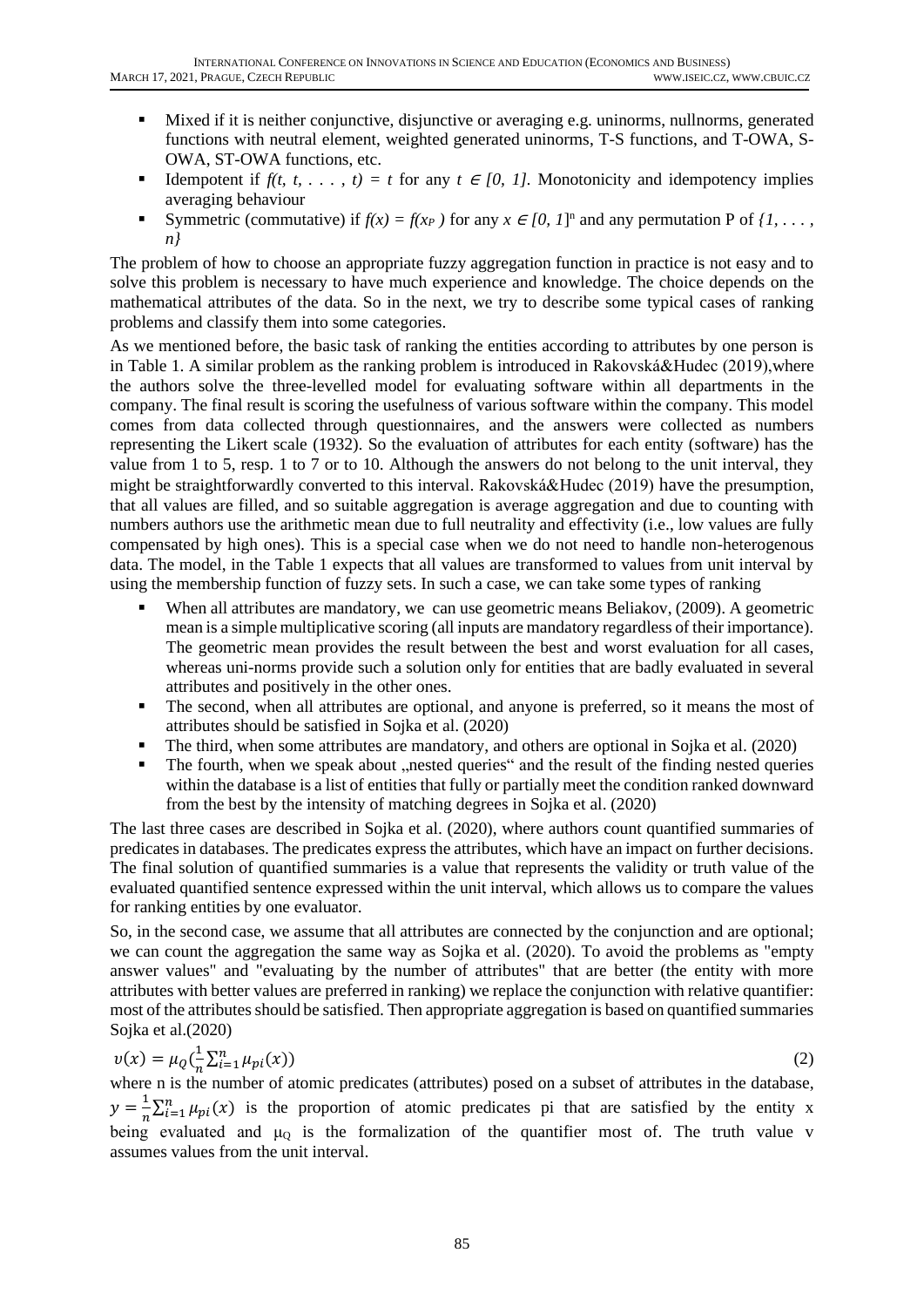- Mixed if it is neither conjunctive, disjunctive or averaging e.g. uninorms, nullnorms, generated functions with neutral element, weighted generated uninorms, T-S functions, and T-OWA, S-OWA, ST-OWA functions, etc.
- Idempotent if $f(t, t, \ldots, t) = t$ for any $t \in [0, 1]$. Monotonicity and idempotency implies averaging behaviour
- Symmetric (commutative) if $f(x) = f(x_P)$ for any $x \in [0, 1]^n$ and any permutation P of $\{1, \ldots, n\}$

The problem of how to choose an appropriate fuzzy aggregation function in practice is not easy and to solve this problem is necessary to have much experience and knowledge. The choice depends on the mathematical attributes of the data. So in the next, we try to describe some typical cases of ranking problems and classify them into some categories.

As we mentioned before, the basic task of ranking the entities according to attributes by one person is in Table 1. A similar problem as the ranking problem is introduced in Rakovská&Hudec (2019),where the authors solve the three-levelled model for evaluating software within all departments in the company. The final result is scoring the usefulness of various software within the company. This model comes from data collected through questionnaires, and the answers were collected as numbers representing the Likert scale (1932). So the evaluation of attributes for each entity (software) has the value from 1 to 5, resp. 1 to 7 or to 10. Although the answers do not belong to the unit interval, they might be straightforwardly converted to this interval. Rakovská&Hudec (2019) have the presumption, that all values are filled, and so suitable aggregation is average aggregation and due to counting with numbers authors use the arithmetic mean due to full neutrality and effectivity (i.e., low values are fully compensated by high ones). This is a special case when we do not need to handle non-heterogenous data. The model, in the Table 1 expects that all values are transformed to values from unit interval by using the membership function of fuzzy sets. In such a case, we can take some types of ranking

- When all attributes are mandatory, we can use geometric means Beliakov, (2009). A geometric mean is a simple multiplicative scoring (all inputs are mandatory regardless of their importance). The geometric mean provides the result between the best and worst evaluation for all cases, whereas uni-norms provide such a solution only for entities that are badly evaluated in several attributes and positively in the other ones.
- The second, when all attributes are optional, and anyone is preferred, so it means the most of attributes should be satisfied in Sojka et al. (2020)
- The third, when some attributes are mandatory, and others are optional in Sojka et al. (2020)
- The fourth, when we speak about „nested queries" and the result of the finding nested queries within the database is a list of entities that fully or partially meet the condition ranked downward from the best by the intensity of matching degrees in Sojka et al. (2020)

The last three cases are described in Sojka et al. (2020), where authors count quantified summaries of predicates in databases. The predicates express the attributes, which have an impact on further decisions. The final solution of quantified summaries is a value that represents the validity or truth value of the evaluated quantified sentence expressed within the unit interval, which allows us to compare the values for ranking entities by one evaluator.

So, in the second case, we assume that all attributes are connected by the conjunction and are optional; we can count the aggregation the same way as Sojka et al. (2020). To avoid the problems as "empty answer values" and "evaluating by the number of attributes" that are better (the entity with more attributes with better values are preferred in ranking) we replace the conjunction with relative quantifier: most of the attributes should be satisfied. Then appropriate aggregation is based on quantified summaries Sojka et al.(2020)

$$v(x) = \mu_Q\left(\frac{1}{n}\sum_{i=1}^{n}\mu_{pi}(x)\right) \tag{2}$$

where n is the number of atomic predicates (attributes) posed on a subset of attributes in the database, $y = \frac{1}{n}\sum_{i=1}^{n}\mu_{pi}(x)$ is the proportion of atomic predicates pi that are satisfied by the entity x being evaluated and $\mu_Q$ is the formalization of the quantifier most of. The truth value v assumes values from the unit interval.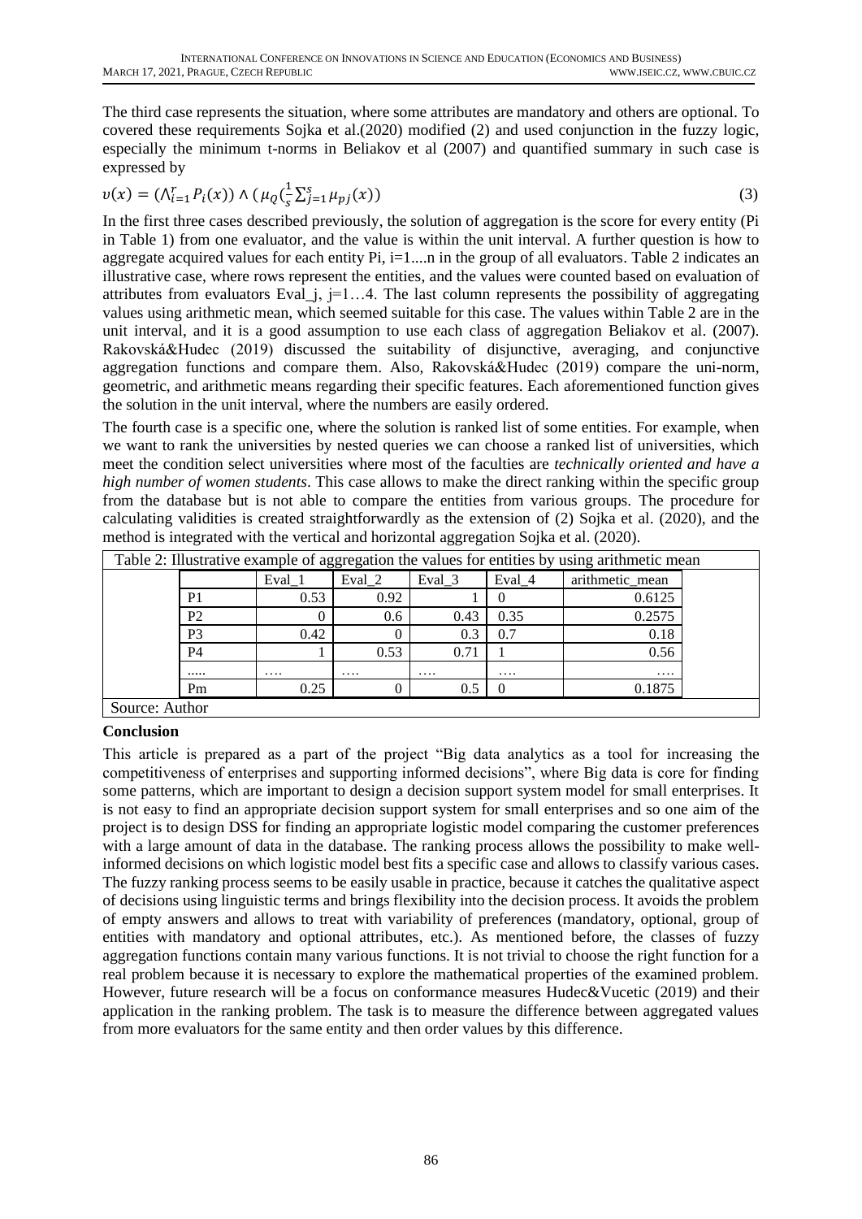The third case represents the situation, where some attributes are mandatory and others are optional. To covered these requirements Sojka et al.(2020) modified (2) and used conjunction in the fuzzy logic, especially the minimum t-norms in Beliakov et al (2007) and quantified summary in such case is expressed by

$$v(x) = (\wedge_{i=1}^{r} P_i(x)) \wedge (\mu_Q(\frac{1}{s}\sum_{j=1}^{s}\mu_{pj}(x)) \quad (3)$$

In the first three cases described previously, the solution of aggregation is the score for every entity (Pi in Table 1) from one evaluator, and the value is within the unit interval. A further question is how to aggregate acquired values for each entity Pi, i=1....n in the group of all evaluators. Table 2 indicates an illustrative case, where rows represent the entities, and the values were counted based on evaluation of attributes from evaluators Eval_j, j=1…4. The last column represents the possibility of aggregating values using arithmetic mean, which seemed suitable for this case. The values within Table 2 are in the unit interval, and it is a good assumption to use each class of aggregation Beliakov et al. (2007). Rakovská&Hudec (2019) discussed the suitability of disjunctive, averaging, and conjunctive aggregation functions and compare them. Also, Rakovská&Hudec (2019) compare the uni-norm, geometric, and arithmetic means regarding their specific features. Each aforementioned function gives the solution in the unit interval, where the numbers are easily ordered.

The fourth case is a specific one, where the solution is ranked list of some entities. For example, when we want to rank the universities by nested queries we can choose a ranked list of universities, which meet the condition select universities where most of the faculties are *technically oriented and have a high number of women students*. This case allows to make the direct ranking within the specific group from the database but is not able to compare the entities from various groups. The procedure for calculating validities is created straightforwardly as the extension of (2) Sojka et al. (2020), and the method is integrated with the vertical and horizontal aggregation Sojka et al. (2020).

Table 2: Illustrative example of aggregation the values for entities by using arithmetic mean

| | Eval_1 | Eval_2 | Eval_3 | Eval_4 | arithmetic_mean |
|---|---|---|---|---|---|
| P1 | 0.53 | 0.92 | 1 | 0 | 0.6125 |
| P2 | 0 | 0.6 | 0.43 | 0.35 | 0.2575 |
| P3 | 0.42 | 0 | 0.3 | 0.7 | 0.18 |
| P4 | 1 | 0.53 | 0.71 | 1 | 0.56 |
| ..... | …. | …. | …. | …. | …. |
| Pm | 0.25 | 0 | 0.5 | 0 | 0.1875 |

Source: Author

## Conclusion

This article is prepared as a part of the project "Big data analytics as a tool for increasing the competitiveness of enterprises and supporting informed decisions", where Big data is core for finding some patterns, which are important to design a decision support system model for small enterprises. It is not easy to find an appropriate decision support system for small enterprises and so one aim of the project is to design DSS for finding an appropriate logistic model comparing the customer preferences with a large amount of data in the database. The ranking process allows the possibility to make well-informed decisions on which logistic model best fits a specific case and allows to classify various cases. The fuzzy ranking process seems to be easily usable in practice, because it catches the qualitative aspect of decisions using linguistic terms and brings flexibility into the decision process. It avoids the problem of empty answers and allows to treat with variability of preferences (mandatory, optional, group of entities with mandatory and optional attributes, etc.). As mentioned before, the classes of fuzzy aggregation functions contain many various functions. It is not trivial to choose the right function for a real problem because it is necessary to explore the mathematical properties of the examined problem. However, future research will be a focus on conformance measures Hudec&Vucetic (2019) and their application in the ranking problem. The task is to measure the difference between aggregated values from more evaluators for the same entity and then order values by this difference.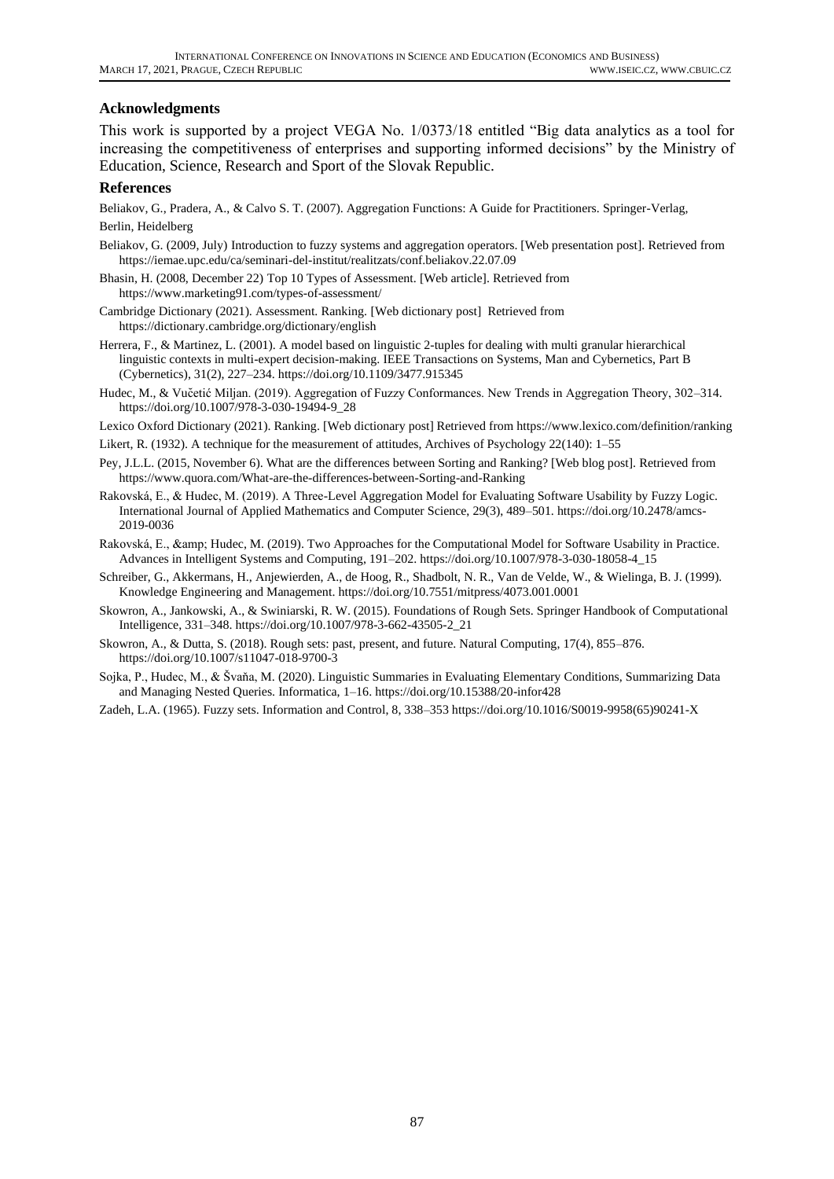## Acknowledgments

This work is supported by a project VEGA No. 1/0373/18 entitled "Big data analytics as a tool for increasing the competitiveness of enterprises and supporting informed decisions" by the Ministry of Education, Science, Research and Sport of the Slovak Republic.

## References

Beliakov, G., Pradera, A., & Calvo S. T. (2007). Aggregation Functions: A Guide for Practitioners. Springer-Verlag, Berlin, Heidelberg

Beliakov, G. (2009, July) Introduction to fuzzy systems and aggregation operators. [Web presentation post]. Retrieved from https://iemae.upc.edu/ca/seminari-del-institut/realitzats/conf.beliakov.22.07.09

Bhasin, H. (2008, December 22) Top 10 Types of Assessment. [Web article]. Retrieved from https://www.marketing91.com/types-of-assessment/

Cambridge Dictionary (2021). Assessment. Ranking. [Web dictionary post] Retrieved from https://dictionary.cambridge.org/dictionary/english

Herrera, F., & Martinez, L. (2001). A model based on linguistic 2-tuples for dealing with multi granular hierarchical linguistic contexts in multi-expert decision-making. IEEE Transactions on Systems, Man and Cybernetics, Part B (Cybernetics), 31(2), 227–234. https://doi.org/10.1109/3477.915345

Hudec, M., & Vučetić Miljan. (2019). Aggregation of Fuzzy Conformances. New Trends in Aggregation Theory, 302–314. https://doi.org/10.1007/978-3-030-19494-9_28

Lexico Oxford Dictionary (2021). Ranking. [Web dictionary post] Retrieved from https://www.lexico.com/definition/ranking

Likert, R. (1932). A technique for the measurement of attitudes, Archives of Psychology 22(140): 1–55

Pey, J.L.L. (2015, November 6). What are the differences between Sorting and Ranking? [Web blog post]. Retrieved from https://www.quora.com/What-are-the-differences-between-Sorting-and-Ranking

Rakovská, E., & Hudec, M. (2019). A Three-Level Aggregation Model for Evaluating Software Usability by Fuzzy Logic. International Journal of Applied Mathematics and Computer Science, 29(3), 489–501. https://doi.org/10.2478/amcs-2019-0036

Rakovská, E., &amp; Hudec, M. (2019). Two Approaches for the Computational Model for Software Usability in Practice. Advances in Intelligent Systems and Computing, 191–202. https://doi.org/10.1007/978-3-030-18058-4_15

Schreiber, G., Akkermans, H., Anjewierden, A., de Hoog, R., Shadbolt, N. R., Van de Velde, W., & Wielinga, B. J. (1999). Knowledge Engineering and Management. https://doi.org/10.7551/mitpress/4073.001.0001

Skowron, A., Jankowski, A., & Swiniarski, R. W. (2015). Foundations of Rough Sets. Springer Handbook of Computational Intelligence, 331–348. https://doi.org/10.1007/978-3-662-43505-2_21

Skowron, A., & Dutta, S. (2018). Rough sets: past, present, and future. Natural Computing, 17(4), 855–876. https://doi.org/10.1007/s11047-018-9700-3

Sojka, P., Hudec, M., & Švaňa, M. (2020). Linguistic Summaries in Evaluating Elementary Conditions, Summarizing Data and Managing Nested Queries. Informatica, 1–16. https://doi.org/10.15388/20-infor428

Zadeh, L.A. (1965). Fuzzy sets. Information and Control, 8, 338–353 https://doi.org/10.1016/S0019-9958(65)90241-X